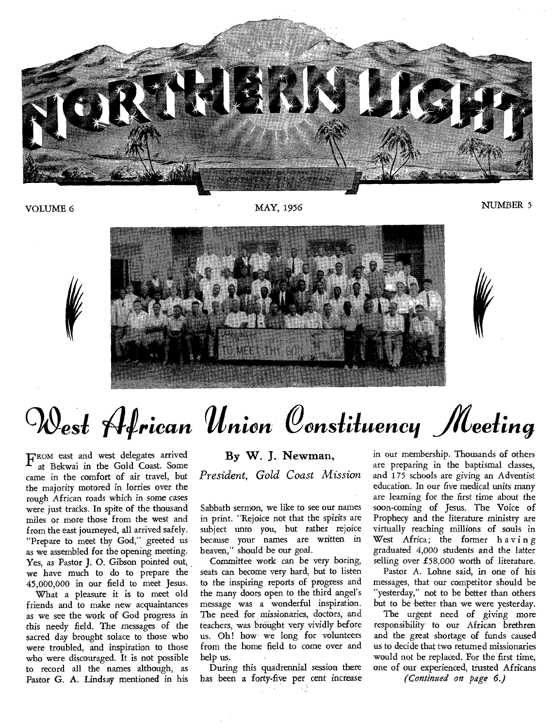# NORTHERN LIGHT

VOLUME 6 MAY, 1956 NUMBER 5

# West African Union Constituency Meeting

**By W. J. Newman,**

*President, Gold Coast Mission*

FROM east and west delegates arrived at Bekwai in the Gold Coast. Some came in the comfort of air travel, but the majority motored in lorries over the rough African roads which in some cases were just tracks. In spite of the thousand miles or more those from the west and from the east journeyed, all arrived safely. "Prepare to meet thy God," greeted us as we assembled for the opening meeting. Yes, as Pastor J. O. Gibson pointed out, we have much to do to prepare the 45,000,000 in our field to meet Jesus.

What a pleasure it is to meet old friends and to make new acquaintances as we see the work of God progress in this needy field. The messages of the sacred day brought solace to those who were troubled, and inspiration to those who were discouraged. It is not possible to record all the names although, as Pastor G. A. Lindsay mentioned in his Sabbath sermon, we like to see our names in print. "Rejoice not that the spirits are subject unto you, but rather rejoice because your names are written in heaven," should be our goal.

Committee work can be very boring, seats can become very hard, but to listen to the inspiring reports of progress and the many doors open to the third angel's message was a wonderful inspiration. The need for missionaries, doctors, and teachers, was brought very vividly before us. Oh! how we long for volunteers from the home field to come over and help us.

During this quadrennial session there has been a forty-five per cent increase in our membership. Thousands of others are preparing in the baptismal classes, and 175 schools are giving an Adventist education. In our five medical units many are learning for the first time about the soon-coming of Jesus. The Voice of Prophecy and the literature ministry are virtually reaching millions of souls in West Africa; the former having graduated 4,000 students and the latter selling over £58,000 worth of literature.

Pastor A. Lohne said, in one of his messages, that our competitor should be "yesterday," not to be better than others but to be better than we were yesterday.

The urgent need of giving more responsibility to our African brethren and the great shortage of funds caused us to decide that two returned missionaries would not be replaced. For the first time, one of our experienced, trusted Africans

*(Continued on page 6.)*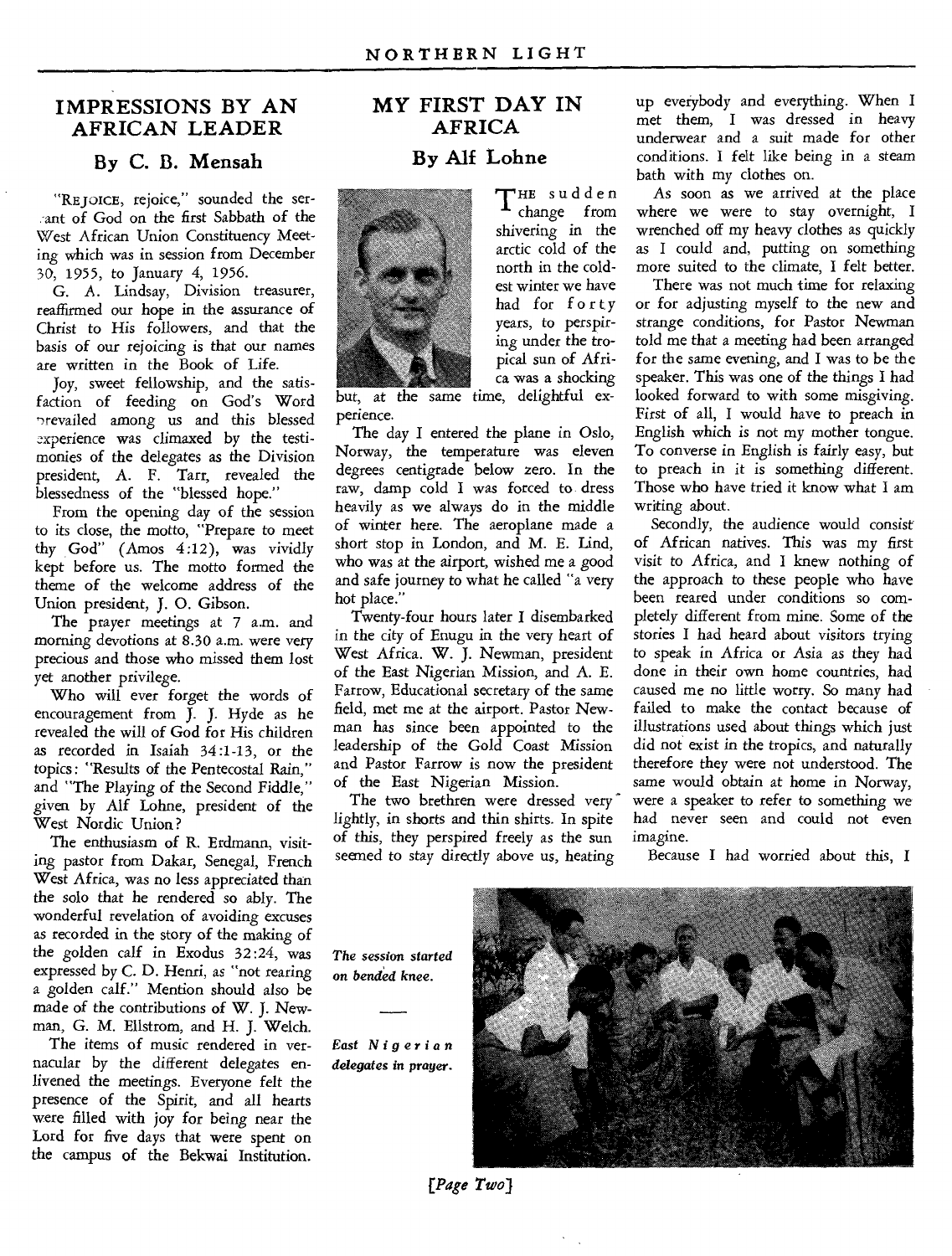## IMPRESSIONS BY AN AFRICAN LEADER

### By C. B. Mensah

"REJOICE, rejoice," sounded the servant of God on the first Sabbath of the West African Union Constituency Meeting which was in session from December 30, 1955, to January 4, 1956.

G. A. Lindsay, Division treasurer, reaffirmed our hope in the assurance of Christ to His followers, and that the basis of our rejoicing is that our names are written in the Book of Life.

Joy, sweet fellowship, and the satisfaction of feeding on God's Word prevailed among us and this blessed experience was climaxed by the testimonies of the delegates as the Division president, A. F. Tarr, revealed the blessedness of the "blessed hope."

From the opening day of the session to its close, the motto, "Prepare to meet thy God" (Amos 4:12), was vividly kept before us. The motto formed the theme of the welcome address of the Union president, J. O. Gibson.

The prayer meetings at 7 a.m. and morning devotions at 8.30 a.m. were very precious and those who missed them lost yet another privilege.

Who will ever forget the words of encouragement from J. J. Hyde as he revealed the will of God for His children as recorded in Isaiah 34:1-13, or the topics: "Results of the Pentecostal Rain," and "The Playing of the Second Fiddle," given by Alf Lohne, president of the West Nordic Union?

The enthusiasm of R. Erdmann, visiting pastor from Dakar, Senegal, French West Africa, was no less appreciated than the solo that he rendered so ably. The wonderful revelation of avoiding excuses as recorded in the story of the making of the golden calf in Exodus 32:24, was expressed by C. D. Henri, as "not rearing a golden calf." Mention should also be made of the contributions of W. J. Newman, G. M. Ellstrom, and H. J. Welch.

The items of music rendered in vernacular by the different delegates enlivened the meetings. Everyone felt the presence of the Spirit, and all hearts were filled with joy for being near the Lord for five days that were spent on the campus of the Bekwai Institution.

## MY FIRST DAY IN AFRICA

### By Alf Lohne

THE sudden change from shivering in the arctic cold of the north in the coldest winter we have had for forty years, to perspiring under the tropical sun of Africa was a shocking but, at the same time, delightful experience.

The day I entered the plane in Oslo, Norway, the temperature was eleven degrees centigrade below zero. In the raw, damp cold I was forced to dress heavily as we always do in the middle of winter here. The aeroplane made a short stop in London, and M. E. Lind, who was at the airport, wished me a good and safe journey to what he called "a very hot place."

Twenty-four hours later I disembarked in the city of Enugu in the very heart of West Africa. W. J. Newman, president of the East Nigerian Mission, and A. E. Farrow, Educational secretary of the same field, met me at the airport. Pastor Newman has since been appointed to the leadership of the Gold Coast Mission and Pastor Farrow is now the president of the East Nigerian Mission.

The two brethren were dressed very lightly, in shorts and thin shirts. In spite of this, they perspired freely as the sun seemed to stay directly above us, heating up everybody and everything. When I met them, I was dressed in heavy underwear and a suit made for other conditions. I felt like being in a steam bath with my clothes on.

As soon as we arrived at the place where we were to stay overnight, I wrenched off my heavy clothes as quickly as I could and, putting on something more suited to the climate, I felt better.

There was not much time for relaxing or for adjusting myself to the new and strange conditions, for Pastor Newman told me that a meeting had been arranged for the same evening, and I was to be the speaker. This was one of the things I had looked forward to with some misgiving. First of all, I would have to preach in English which is not my mother tongue. To converse in English is fairly easy, but to preach in it is something different. Those who have tried it know what I am writing about.

Secondly, the audience would consist of African natives. This was my first visit to Africa, and I knew nothing of the approach to these people who have been reared under conditions so completely different from mine. Some of the stories I had heard about visitors trying to speak in Africa or Asia as they had done in their own home countries, had caused me no little worry. So many had failed to make the contact because of illustrations used about things which just did not exist in the tropics, and naturally therefore they were not understood. The same would obtain at home in Norway, were a speaker to refer to something we had never seen and could not even imagine.

Because I had worried about this, I

*The session started on bended knee.*

*East Nigerian delegates in prayer.*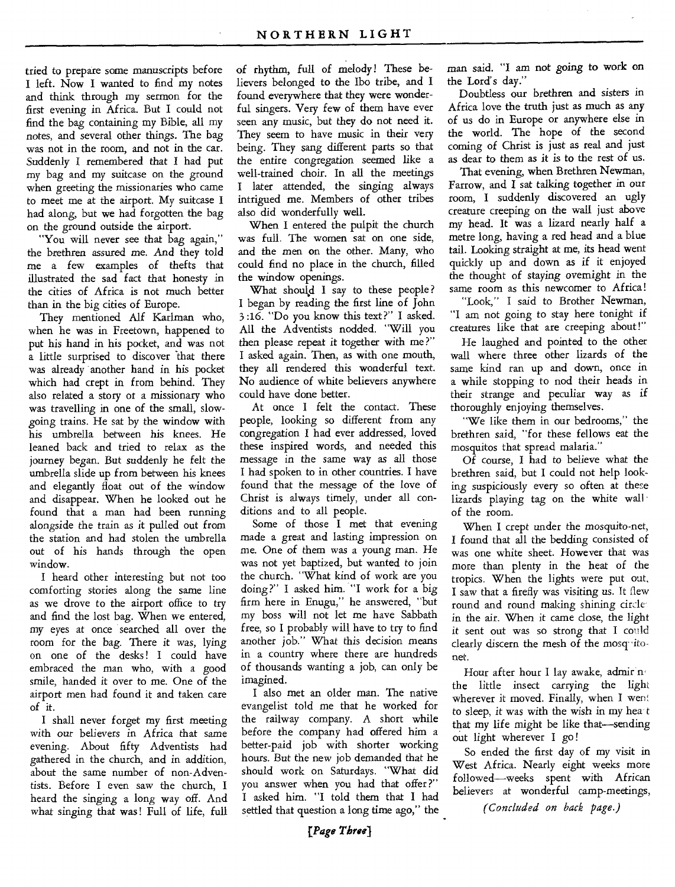tried to prepare some manuscripts before I left. Now I wanted to find my notes and think through my sermon for the first evening in Africa. But I could not find the bag containing my Bible, all my notes, and several other things. The bag was not in the room, and not in the car. Suddenly I remembered that I had put my bag and my suitcase on the ground when greeting the missionaries who came to meet me at the airport. My suitcase I had along, but we had forgotten the bag on the ground outside the airport.

"You will never see that bag again," the brethren assured me. And they told me a few examples of thefts that illustrated the sad fact that honesty in the cities of Africa is not much better than in the big cities of Europe.

They mentioned Alf Karlman who, when he was in Freetown, happened to put his hand in his pocket, and was not a little surprised to discover that there was already another hand in his pocket which had crept in from behind. They also related a story of a missionary who was travelling in one of the small, slow-going trains. He sat by the window with his umbrella between his knees. He leaned back and tried to relax as the journey began. But suddenly he felt the umbrella slide up from between his knees and elegantly float out of the window and disappear. When he looked out he found that a man had been running alongside the train as it pulled out from the station and had stolen the umbrella out of his hands through the open window.

I heard other interesting but not too comforting stories along the same line as we drove to the airport office to try and find the lost bag. When we entered, my eyes at once searched all over the room for the bag. There it was, lying on one of the desks! I could have embraced the man who, with a good smile, handed it over to me. One of the airport men had found it and taken care of it.

I shall never forget my first meeting with our believers in Africa that same evening. About fifty Adventists had gathered in the church, and in addition, about the same number of non-Adventists. Before I even saw the church, I heard the singing a long way off. And what singing that was! Full of life, full of rhythm, full of melody! These believers belonged to the Ibo tribe, and I found everywhere that they were wonderful singers. Very few of them have ever seen any music, but they do not need it. They seem to have music in their very being. They sang different parts so that the entire congregation seemed like a well-trained choir. In all the meetings I later attended, the singing always intrigued me. Members of other tribes also did wonderfully well.

When I entered the pulpit the church was full. The women sat on one side, and the men on the other. Many, who could find no place in the church, filled the window openings.

What should I say to these people? I began by reading the first line of John 3:16. "Do you know this text?" I asked. All the Adventists nodded. "Will you then please repeat it together with me?" I asked again. Then, as with one mouth, they all rendered this wonderful text. No audience of white believers anywhere could have done better.

At once I felt the contact. These people, looking so different from any congregation I had ever addressed, loved these inspired words, and needed this message in the same way as all those I had spoken to in other countries. I have found that the message of the love of Christ is always timely, under all conditions and to all people.

Some of those I met that evening made a great and lasting impression on me. One of them was a young man. He was not yet baptized, but wanted to join the church. "What kind of work are you doing?" I asked him. "I work for a big firm here in Enugu," he answered, "but my boss will not let me have Sabbath free, so I probably will have to try to find another job." What this decision means in a country where there are hundreds of thousands wanting a job, can only be imagined.

I also met an older man. The native evangelist told me that he worked for the railway company. A short while before the company had offered him a better-paid job with shorter working hours. But the new job demanded that he should work on Saturdays. "What did you answer when you had that offer?" I asked him. "I told them that I had settled that question a long time ago," the man said. "I am not going to work on the Lord's day."

Doubtless our brethren and sisters in Africa love the truth just as much as any of us do in Europe or anywhere else in the world. The hope of the second coming of Christ is just as real and just as dear to them as it is to the rest of us.

That evening, when Brethren Newman, Farrow, and I sat talking together in our room, I suddenly discovered an ugly creature creeping on the wall just above my head. It was a lizard nearly half a metre long, having a red head and a blue tail. Looking straight at me, its head went quickly up and down as if it enjoyed the thought of staying overnight in the same room as this newcomer to Africa!

"Look," I said to Brother Newman, "I am not going to stay here tonight if creatures like that are creeping about!"

He laughed and pointed to the other wall where three other lizards of the same kind ran up and down, once in a while stopping to nod their heads in their strange and peculiar way as if thoroughly enjoying themselves.

"We like them in our bedrooms," the brethren said, "for these fellows eat the mosquitos that spread malaria."

Of course, I had to believe what the brethren said, but I could not help looking suspiciously every so often at these lizards playing tag on the white wall of the room.

When I crept under the mosquito-net, I found that all the bedding consisted of was one white sheet. However that was more than plenty in the heat of the tropics. When the lights were put out, I saw that a firefly was visiting us. It flew round and round making shining circle in the air. When it came close, the light it sent out was so strong that I could clearly discern the mesh of the mosquito-net.

Hour after hour I lay awake, admiring the little insect carrying the light wherever it moved. Finally, when I went to sleep, it was with the wish in my heart that my life might be like that—sending out light wherever I go!

So ended the first day of my visit in West Africa. Nearly eight weeks more followed—weeks spent with African believers at wonderful camp-meetings,

*(Concluded on back page.)*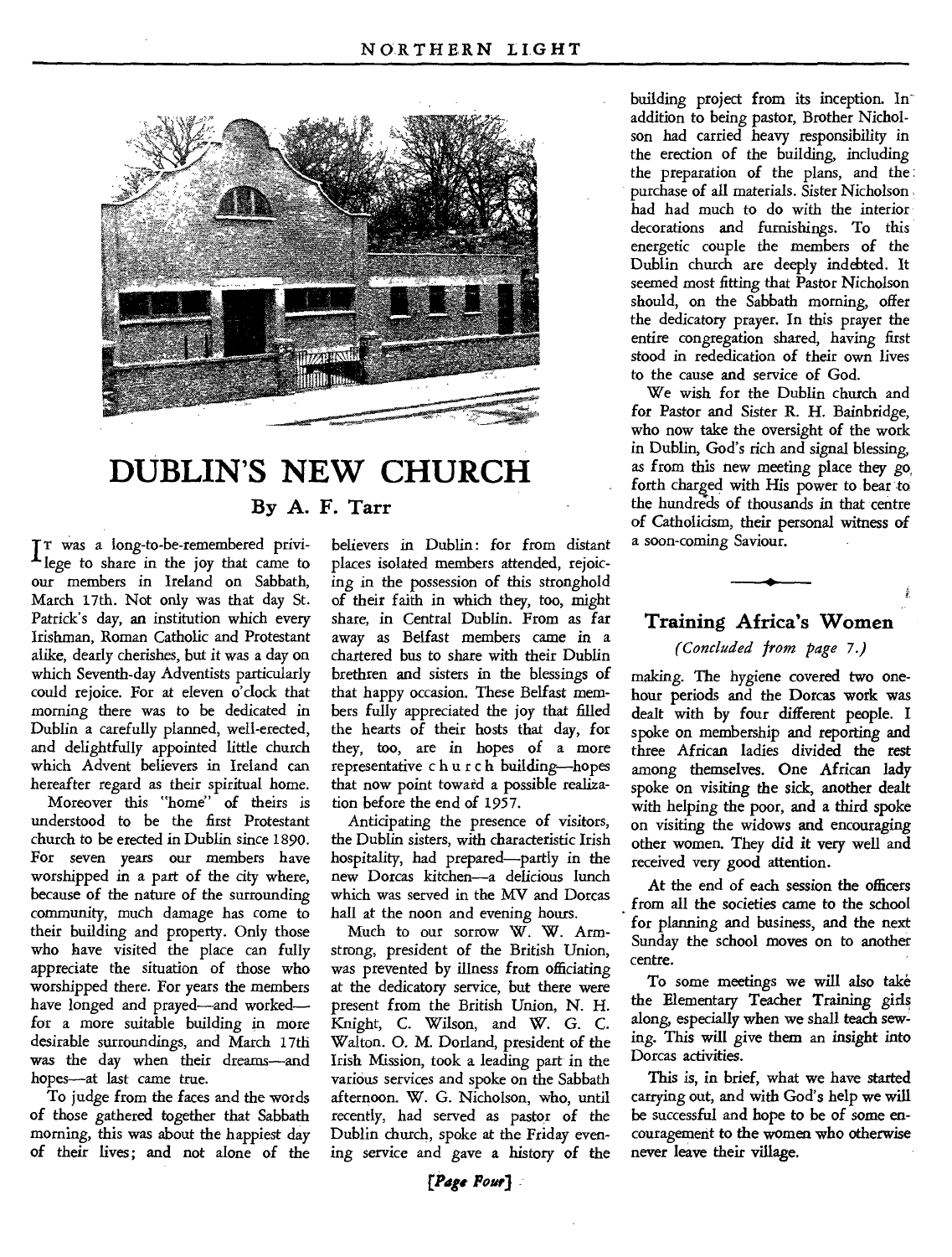# DUBLIN'S NEW CHURCH

### By A. F. Tarr

It was a long-to-be-remembered privilege to share in the joy that came to our members in Ireland on Sabbath, March 17th. Not only was that day St. Patrick's day, an institution which every Irishman, Roman Catholic and Protestant alike, dearly cherishes, but it was a day on which Seventh-day Adventists particularly could rejoice. For at eleven o'clock that morning there was to be dedicated in Dublin a carefully planned, well-erected, and delightfully appointed little church which Advent believers in Ireland can hereafter regard as their spiritual home.

Moreover this "home" of theirs is understood to be the first Protestant church to be erected in Dublin since 1890. For seven years our members have worshipped in a part of the city where, because of the nature of the surrounding community, much damage has come to their building and property. Only those who have visited the place can fully appreciate the situation of those who worshipped there. For years the members have longed and prayed—and worked—for a more suitable building in more desirable surroundings, and March 17th was the day when their dreams—and hopes—at last came true.

To judge from the faces and the words of those gathered together that Sabbath morning, this was about the happiest day of their lives; and not alone of the believers in Dublin: for from distant places isolated members attended, rejoicing in the possession of this stronghold of their faith in which they, too, might share, in Central Dublin. From as far away as Belfast members came in a chartered bus to share with their Dublin brethren and sisters in the blessings of that happy occasion. These Belfast members fully appreciated the joy that filled the hearts of their hosts that day, for they, too, are in hopes of a more representative church building—hopes that now point toward a possible realization before the end of 1957.

Anticipating the presence of visitors, the Dublin sisters, with characteristic Irish hospitality, had prepared—partly in the new Dorcas kitchen—a delicious lunch which was served in the MV and Dorcas hall at the noon and evening hours.

Much to our sorrow W. W. Armstrong, president of the British Union, was prevented by illness from officiating at the dedicatory service, but there were present from the British Union, N. H. Knight, C. Wilson, and W. G. C. Walton. O. M. Dorland, president of the Irish Mission, took a leading part in the various services and spoke on the Sabbath afternoon. W. G. Nicholson, who, until recently, had served as pastor of the Dublin church, spoke at the Friday evening service and gave a history of the building project from its inception. In addition to being pastor, Brother Nicholson had carried heavy responsibility in the erection of the building, including the preparation of the plans, and the purchase of all materials. Sister Nicholson had had much to do with the interior decorations and furnishings. To this energetic couple the members of the Dublin church are deeply indebted. It seemed most fitting that Pastor Nicholson should, on the Sabbath morning, offer the dedicatory prayer. In this prayer the entire congregation shared, having first stood in rededication of their own lives to the cause and service of God.

We wish for the Dublin church and for Pastor and Sister R. H. Bainbridge, who now take the oversight of the work in Dublin, God's rich and signal blessing, as from this new meeting place they go forth charged with His power to bear to the hundreds of thousands in that centre of Catholicism, their personal witness of a soon-coming Saviour.

---

## Training Africa's Women

*(Concluded from page 7.)*

making. The hygiene covered two one-hour periods and the Dorcas work was dealt with by four different people. I spoke on membership and reporting and three African ladies divided the rest among themselves. One African lady spoke on visiting the sick, another dealt with helping the poor, and a third spoke on visiting the widows and encouraging other women. They did it very well and received very good attention.

At the end of each session the officers from all the societies came to the school for planning and business, and the next Sunday the school moves on to another centre.

To some meetings we will also take the Elementary Teacher Training girls along, especially when we shall teach sewing. This will give them an insight into Dorcas activities.

This is, in brief, what we have started carrying out, and with God's help we will be successful and hope to be of some encouragement to the women who otherwise never leave their village.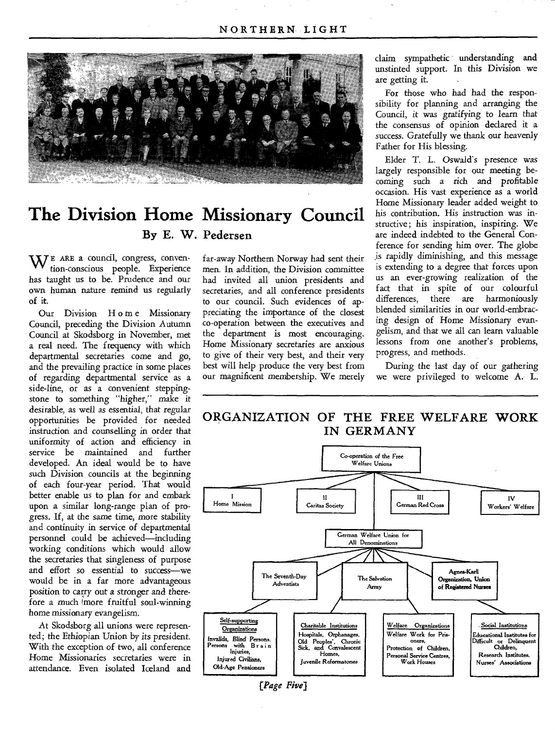# The Division Home Missionary Council

## By E. W. Pedersen

We are a council, congress, convention-conscious people. Experience has taught us to be. Prudence and our own human nature remind us regularly of it.

Our Division Home Missionary Council, preceding the Division Autumn Council at Skodsborg in November, met a real need. The frequency with which departmental secretaries come and go, and the prevailing practice in some places of regarding departmental service as a side-line, or as a convenient stepping-stone to something "higher," make it desirable, as well as essential, that regular opportunities be provided for needed instruction and counselling in order that uniformity of action and efficiency in service be maintained and further developed. An ideal would be to have such Division councils at the beginning of each four-year period. That would better enable us to plan for and embark upon a similar long-range plan of progress. If, at the same time, more stability and continuity in service of departmental personnel could be achieved—including working conditions which would allow the secretaries that singleness of purpose and effort so essential to success—we would be in a far more advantageous position to carry out a stronger and therefore a much more fruitful soul-winning home missionary evangelism.

At Skodsborg all unions were represented; the Ethiopian Union by its president. With the exception of two, all conference Home Missionaries secretaries were in attendance. Even isolated Iceland and far-away Northern Norway had sent their men. In addition, the Division committee had invited all union presidents and secretaries, and all conference presidents to our council. Such evidences of appreciating the importance of the closest co-operation between the executives and the department is most encouraging. Home Missionary secretaries are anxious to give of their very best, and their very best will help produce the very best from our magnificent membership. We merely claim sympathetic understanding and unstinted support. In this Division we are getting it.

For those who had had the responsibility for planning and arranging the Council, it was gratifying to learn that the consensus of opinion declared it a success. Gratefully we thank our heavenly Father for His blessing.

Elder T. L. Oswald's presence was largely responsible for our meeting becoming such a rich and profitable occasion. His vast experience as a world Home Missionary leader added weight to his contribution. His instruction was instructive; his inspiration, inspiring. We are indeed indebted to the General Conference for sending him over. The globe is rapidly diminishing, and this message is extending to a degree that forces upon us an ever-growing realization of the fact that in spite of our colourful differences, there are harmoniously blended similarities in our world-embracing design of Home Missionary evangelism, and that we all can learn valuable lessons from one another's problems, progress, and methods.

During the last day of our gathering we were privileged to welcome A. L.

## ORGANIZATION OF THE FREE WELFARE WORK IN GERMANY

- **Co-operation of the Free Welfare Unions**
  - I. Home Mission
  - II. Caritas Society
  - III. German Red Cross
  - IV. Workers' Welfare
  - **German Welfare Union for All Denominations**
    - The Seventh-Day Adventists
    - The Salvation Army
    - Agnes-Karll Organization, Union of Registered Nurses
    - **Self-supporting Organizations:** Invalids, Blind Persons, Persons with Brain Injuries, Injured Civilians, Old-Age Pensioners
    - **Charitable Institutions:** Hospitals, Orphanages, Old Peoples', Chronic Sick, and Convalescent Homes, Juvenile Reformatories
    - **Welfare Organizations:** Welfare Work for Prisoners, Protection of Children, Personal Service Centres, Work Houses
    - **Social Institutions:** Educational Institutes for Difficult or Delinquent Children, Research Institutes, Nurses' Associations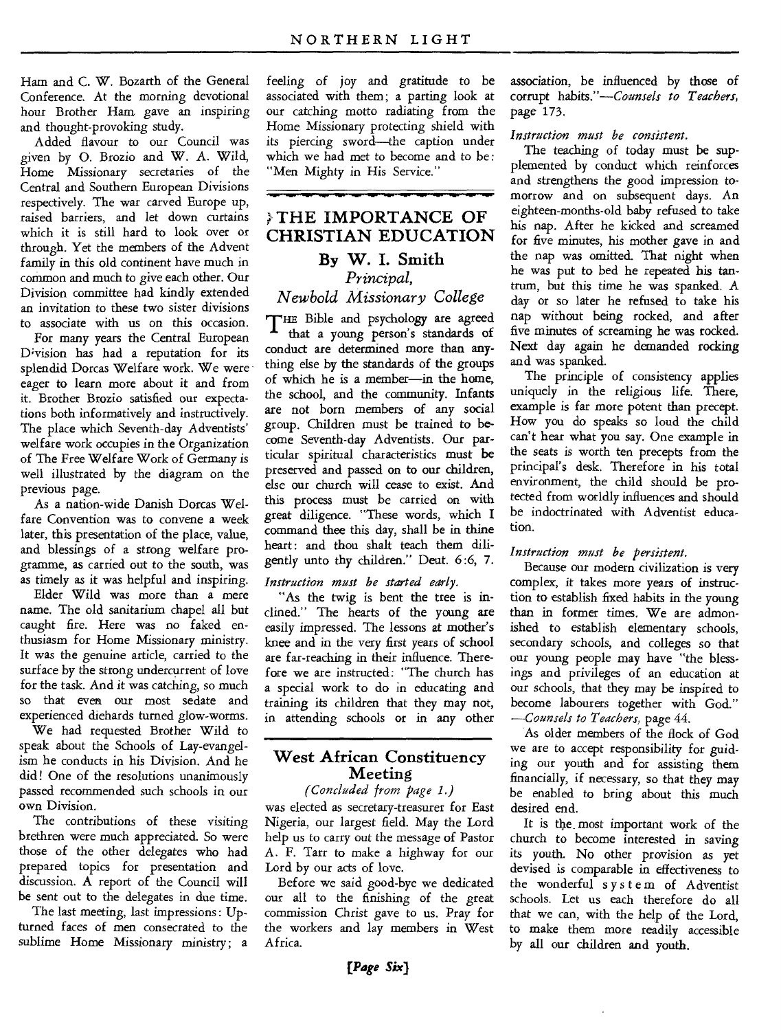Ham and C. W. Bozarth of the General Conference. At the morning devotional hour Brother Ham gave an inspiring and thought-provoking study.

Added flavour to our Council was given by O. Brozio and W. A. Wild, Home Missionary secretaries of the Central and Southern European Divisions respectively. The war carved Europe up, raised barriers, and let down curtains which it is still hard to look over or through. Yet the members of the Advent family in this old continent have much in common and much to give each other. Our Division committee had kindly extended an invitation to these two sister divisions to associate with us on this occasion.

For many years the Central European Division has had a reputation for its splendid Dorcas Welfare work. We were eager to learn more about it and from it. Brother Brozio satisfied our expectations both informatively and instructively. The place which Seventh-day Adventists' welfare work occupies in the Organization of The Free Welfare Work of Germany is well illustrated by the diagram on the previous page.

As a nation-wide Danish Dorcas Welfare Convention was to convene a week later, this presentation of the place, value, and blessings of a strong welfare programme, as carried out to the south, was as timely as it was helpful and inspiring.

Elder Wild was more than a mere name. The old sanitarium chapel all but caught fire. Here was no faked enthusiasm for Home Missionary ministry. It was the genuine article, carried to the surface by the strong undercurrent of love for the task. And it was catching, so much so that even our most sedate and experienced diehards turned glow-worms.

We had requested Brother Wild to speak about the Schools of Lay-evangelism he conducts in his Division. And he did! One of the resolutions unanimously passed recommended such schools in our own Division.

The contributions of these visiting brethren were much appreciated. So were those of the other delegates who had prepared topics for presentation and discussion. A report of the Council will be sent out to the delegates in due time.

The last meeting, last impressions: Upturned faces of men consecrated to the sublime Home Missionary ministry; a feeling of joy and gratitude to be associated with them; a parting look at our catching motto radiating from the Home Missionary protecting shield with its piercing sword—the caption under which we had met to become and to be: "Men Mighty in His Service."

## THE IMPORTANCE OF CHRISTIAN EDUCATION

### By W. I. Smith

*Principal, Newbold Missionary College*

The Bible and psychology are agreed that a young person's standards of conduct are determined more than anything else by the standards of the groups of which he is a member—in the home, the school, and the community. Infants are not born members of any social group. Children must be trained to become Seventh-day Adventists. Our particular spiritual characteristics must be preserved and passed on to our children, else our church will cease to exist. And this process must be carried on with great diligence. "These words, which I command thee this day, shall be in thine heart: and thou shalt teach them diligently unto thy children." Deut. 6:6, 7.

*Instruction must be started early.*

"As the twig is bent the tree is inclined." The hearts of the young are easily impressed. The lessons at mother's knee and in the very first years of school are far-reaching in their influence. Therefore we are instructed: "The church has a special work to do in educating and training its children that they may not, in attending schools or in any other association, be influenced by those of corrupt habits."—*Counsels to Teachers*, page 173.

*Instruction must be consistent.*

The teaching of today must be supplemented by conduct which reinforces and strengthens the good impression tomorrow and on subsequent days. An eighteen-months-old baby refused to take his nap. After he kicked and screamed for five minutes, his mother gave in and the nap was omitted. That night when he was put to bed he repeated his tantrum, but this time he was spanked. A day or so later he refused to take his nap without being rocked, and after five minutes of screaming he was rocked. Next day again he demanded rocking and was spanked.

The principle of consistency applies uniquely in the religious life. There, example is far more potent than precept. How you do speaks so loud the child can't hear what you say. One example in the seats is worth ten precepts from the principal's desk. Therefore in his total environment, the child should be protected from worldly influences and should be indoctrinated with Adventist education.

*Instruction must be persistent.*

Because our modern civilization is very complex, it takes more years of instruction to establish fixed habits in the young than in former times. We are admonished to establish elementary schools, secondary schools, and colleges so that our young people may have "the blessings and privileges of an education at our schools, that they may be inspired to become labourers together with God." —*Counsels to Teachers*, page 44.

As older members of the flock of God we are to accept responsibility for guiding our youth and for assisting them financially, if necessary, so that they may be enabled to bring about this much desired end.

It is the most important work of the church to become interested in saving its youth. No other provision as yet devised is comparable in effectiveness to the wonderful system of Adventist schools. Let us each therefore do all that we can, with the help of the Lord, to make them more readily accessible by all our children and youth.

## West African Constituency Meeting

*(Concluded from page 1.)*

was elected as secretary-treasurer for East Nigeria, our largest field. May the Lord help us to carry out the message of Pastor A. F. Tarr to make a highway for our Lord by our acts of love.

Before we said good-bye we dedicated our all to the finishing of the great commission Christ gave to us. Pray for the workers and lay members in West Africa.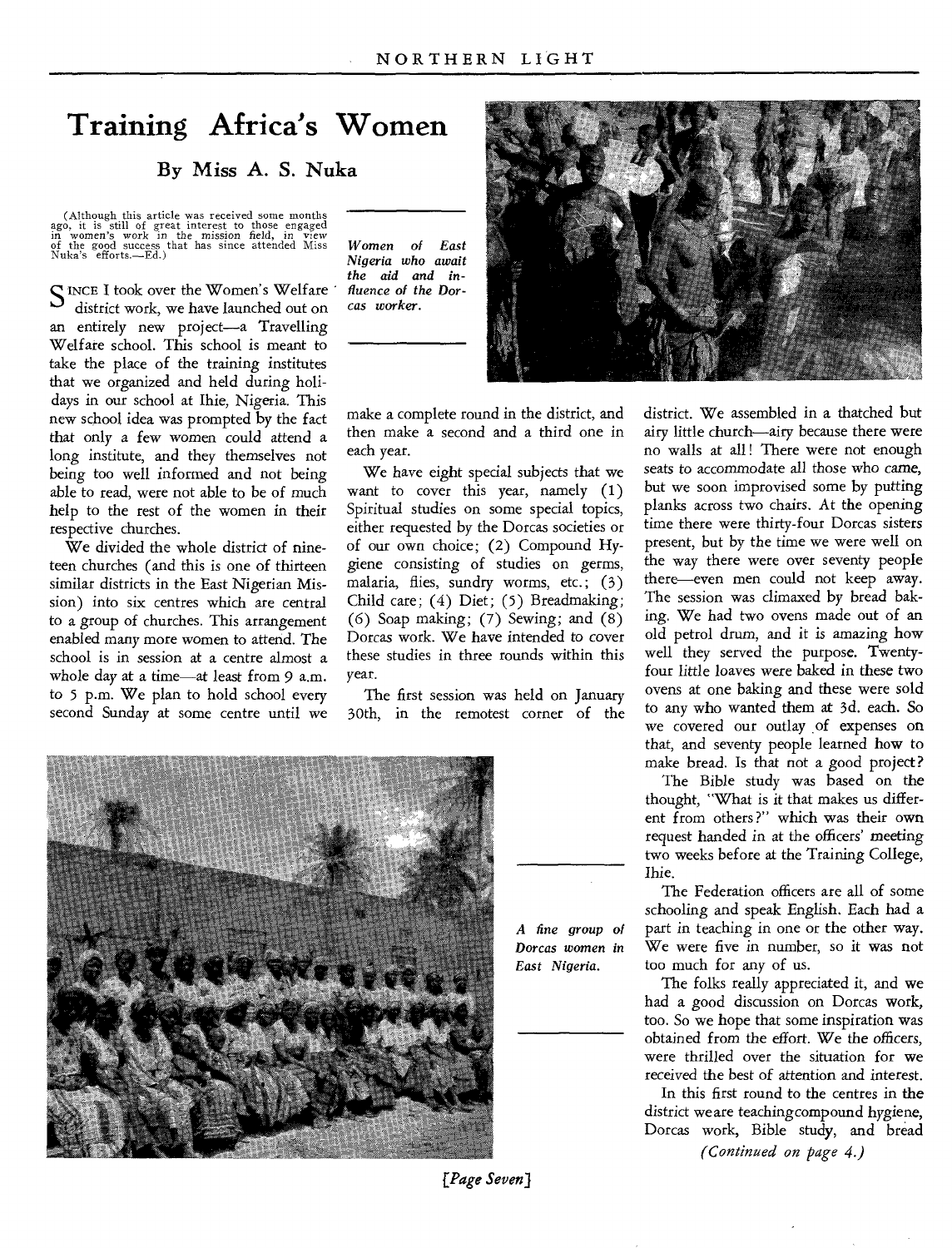# Training Africa's Women

## By Miss A. S. Nuka

(Although this article was received some months ago, it is still of great interest to those engaged in women's work in the mission field, in view of the good success that has since attended Miss Nuka's efforts.—Ed.)

*Women of East Nigeria who await the aid and influence of the Dorcas worker.*

SINCE I took over the Women's Welfare district work, we have launched out on an entirely new project—a Travelling Welfare school. This school is meant to take the place of the training institutes that we organized and held during holidays in our school at Ihie, Nigeria. This new school idea was prompted by the fact that only a few women could attend a long institute, and they themselves not being too well informed and not being able to read, were not able to be of much help to the rest of the women in their respective churches.

We divided the whole district of nineteen churches (and this is one of thirteen similar districts in the East Nigerian Mission) into six centres which are central to a group of churches. This arrangement enabled many more women to attend. The school is in session at a centre almost a whole day at a time—at least from 9 a.m. to 5 p.m. We plan to hold school every second Sunday at some centre until we make a complete round in the district, and then make a second and a third one in each year.

We have eight special subjects that we want to cover this year, namely (1) Spiritual studies on some special topics, either requested by the Dorcas societies or of our own choice; (2) Compound Hygiene consisting of studies on germs, malaria, flies, sundry worms, etc.; (3) Child care; (4) Diet; (5) Breadmaking; (6) Soap making; (7) Sewing; and (8) Dorcas work. We have intended to cover these studies in three rounds within this year.

The first session was held on January 30th, in the remotest corner of the district. We assembled in a thatched but airy little church—airy because there were no walls at all! There were not enough seats to accommodate all those who came, but we soon improvised some by putting planks across two chairs. At the opening time there were thirty-four Dorcas sisters present, but by the time we were well on the way there were over seventy people there—even men could not keep away. The session was climaxed by bread baking. We had two ovens made out of an old petrol drum, and it is amazing how well they served the purpose. Twenty-four little loaves were baked in these two ovens at one baking and these were sold to any who wanted them at 3d. each. So we covered our outlay of expenses on that, and seventy people learned how to make bread. Is that not a good project?

*A fine group of Dorcas women in East Nigeria.*

The Bible study was based on the thought, "What is it that makes us different from others?" which was their own request handed in at the officers' meeting two weeks before at the Training College, Ihie.

The Federation officers are all of some schooling and speak English. Each had a part in teaching in one or the other way. We were five in number, so it was not too much for any of us.

The folks really appreciated it, and we had a good discussion on Dorcas work, too. So we hope that some inspiration was obtained from the effort. We the officers, were thrilled over the situation for we received the best of attention and interest.

In this first round to the centres in the district we are teaching compound hygiene, Dorcas work, Bible study, and bread

*(Continued on page 4.)*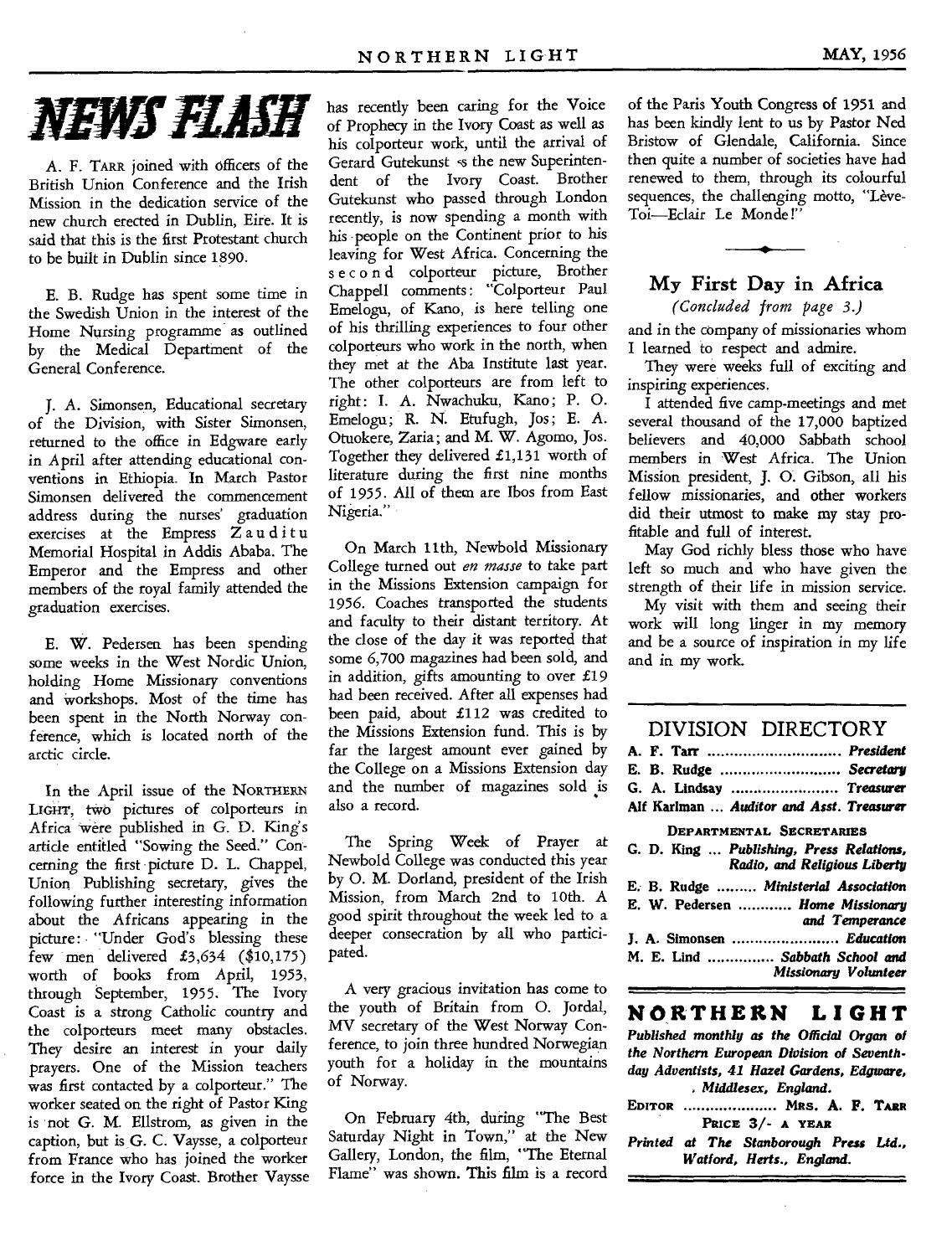# NEWS FLASH

A. F. TARR joined with officers of the British Union Conference and the Irish Mission in the dedication service of the new church erected in Dublin, Eire. It is said that this is the first Protestant church to be built in Dublin since 1890.

E. B. Rudge has spent some time in the Swedish Union in the interest of the Home Nursing programme as outlined by the Medical Department of the General Conference.

J. A. Simonsen, Educational secretary of the Division, with Sister Simonsen, returned to the office in Edgware early in April after attending educational conventions in Ethiopia. In March Pastor Simonsen delivered the commencement address during the nurses' graduation exercises at the Empress Zauditu Memorial Hospital in Addis Ababa. The Emperor and the Empress and other members of the royal family attended the graduation exercises.

E. W. Pedersen has been spending some weeks in the West Nordic Union, holding Home Missionary conventions and workshops. Most of the time has been spent in the North Norway conference, which is located north of the arctic circle.

In the April issue of the NORTHERN LIGHT, two pictures of colporteurs in Africa were published in G. D. King's article entitled "Sowing the Seed." Concerning the first picture D. L. Chappel, Union Publishing secretary, gives the following further interesting information about the Africans appearing in the picture: "Under God's blessing these few men delivered £3,634 ($10,175) worth of books from April, 1953, through September, 1955. The Ivory Coast is a strong Catholic country and the colporteurs meet many obstacles. They desire an interest in your daily prayers. One of the Mission teachers was first contacted by a colporteur." The worker seated on the right of Pastor King is not G. M. Ellstrom, as given in the caption, but is G. C. Vaysse, a colporteur from France who has joined the worker force in the Ivory Coast. Brother Vaysse has recently been caring for the Voice of Prophecy in the Ivory Coast as well as his colporteur work, until the arrival of Gerard Gutekunst as the new Superintendent of the Ivory Coast. Brother Gutekunst who passed through London recently, is now spending a month with his people on the Continent prior to his leaving for West Africa. Concerning the second colporteur picture, Brother Chappell comments: "Colporteur Paul Emelogu, of Kano, is here telling one of his thrilling experiences to four other colporteurs who work in the north, when they met at the Aba Institute last year. The other colporteurs are from left to right: I. A. Nwachuku, Kano; P. O. Emelogu; R. N. Etufugh, Jos; E. A. Otuokere, Zaria; and M. W. Agomo, Jos. Together they delivered £1,131 worth of literature during the first nine months of 1955. All of them are Ibos from East Nigeria."

On March 11th, Newbold Missionary College turned out *en masse* to take part in the Missions Extension campaign for 1956. Coaches transported the students and faculty to their distant territory. At the close of the day it was reported that some 6,700 magazines had been sold, and in addition, gifts amounting to over £19 had been received. After all expenses had been paid, about £112 was credited to the Missions Extension fund. This is by far the largest amount ever gained by the College on a Missions Extension day and the number of magazines sold is also a record.

The Spring Week of Prayer at Newbold College was conducted this year by O. M. Dorland, president of the Irish Mission, from March 2nd to 10th. A good spirit throughout the week led to a deeper consecration by all who participated.

A very gracious invitation has come to the youth of Britain from O. Jordal, MV secretary of the West Norway Conference, to join three hundred Norwegian youth for a holiday in the mountains of Norway.

On February 4th, during "The Best Saturday Night in Town," at the New Gallery, London, the film, "The Eternal Flame" was shown. This film is a record of the Paris Youth Congress of 1951 and has been kindly lent to us by Pastor Ned Bristow of Glendale, California. Since then quite a number of societies have had renewed to them, through its colourful sequences, the challenging motto, "Lève-Toi—Eclair Le Monde!"

## My First Day in Africa

*(Concluded from page 3.)*

and in the company of missionaries whom I learned to respect and admire.

They were weeks full of exciting and inspiring experiences.

I attended five camp-meetings and met several thousand of the 17,000 baptized believers and 40,000 Sabbath school members in West Africa. The Union Mission president, J. O. Gibson, all his fellow missionaries, and other workers did their utmost to make my stay profitable and full of interest.

May God richly bless those who have left so much and who have given the strength of their life in mission service.

My visit with them and seeing their work will long linger in my memory and be a source of inspiration in my life and in my work.

## DIVISION DIRECTORY

A. F. Tarr .............................. ***President***
E. B. Rudge .......................... ***Secretary***
G. A. Lindsay ....................... ***Treasurer***
Alf Karlman ... ***Auditor and Asst. Treasurer***

DEPARTMENTAL SECRETARIES

G. D. King ... ***Publishing, Press Relations, Radio, and Religious Liberty***
E. B. Rudge ......... ***Ministerial Association***
E. W. Pedersen ............ ***Home Missionary and Temperance***
J. A. Simonsen ........................ ***Education***
M. E. Lind ............... ***Sabbath School and Missionary Volunteer***

## NORTHERN LIGHT

***Published monthly as the Official Organ of the Northern European Division of Seventh-day Adventists, 41 Hazel Gardens, Edgware, Middlesex, England.***

EDITOR ..................... MRS. A. F. TARR

PRICE 3/- A YEAR

***Printed at The Stanborough Press Ltd., Watford, Herts., England.***